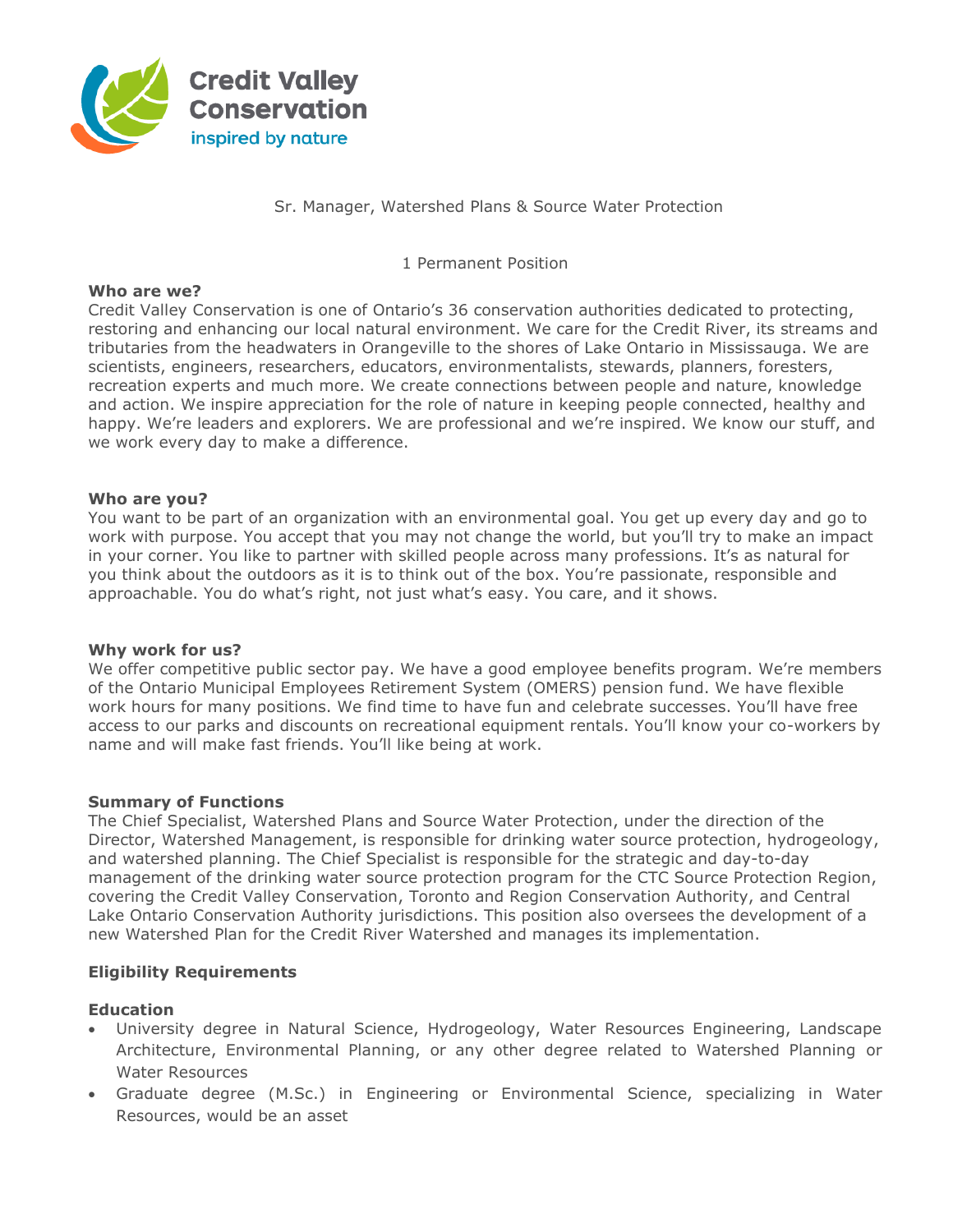Credit Valley Conservation

inspired by nature

Sr. Manager, Watershed Plans & Source Water Protection

1 Permanent Position

**Who are we?**

Credit Valley Conservation is one of Ontario's 36 conservation authorities dedicated to protecting, restoring and enhancing our local natural environment. We care for the Credit River, its streams and tributaries from the headwaters in Orangeville to the shores of Lake Ontario in Mississauga. We are scientists, engineers, researchers, educators, environmentalists, stewards, planners, foresters, recreation experts and much more. We create connections between people and nature, knowledge and action. We inspire appreciation for the role of nature in keeping people connected, healthy and happy. We're leaders and explorers. We are professional and we're inspired. We know our stuff, and we work every day to make a difference.

**Who are you?**

You want to be part of an organization with an environmental goal. You get up every day and go to work with purpose. You accept that you may not change the world, but you'll try to make an impact in your corner. You like to partner with skilled people across many professions. It's as natural for you think about the outdoors as it is to think out of the box. You're passionate, responsible and approachable. You do what's right, not just what's easy. You care, and it shows.

**Why work for us?**

We offer competitive public sector pay. We have a good employee benefits program. We're members of the Ontario Municipal Employees Retirement System (OMERS) pension fund. We have flexible work hours for many positions. We find time to have fun and celebrate successes. You'll have free access to our parks and discounts on recreational equipment rentals. You'll know your co-workers by name and will make fast friends. You'll like being at work.

**Summary of Functions**

The Chief Specialist, Watershed Plans and Source Water Protection, under the direction of the Director, Watershed Management, is responsible for drinking water source protection, hydrogeology, and watershed planning. The Chief Specialist is responsible for the strategic and day-to-day management of the drinking water source protection program for the CTC Source Protection Region, covering the Credit Valley Conservation, Toronto and Region Conservation Authority, and Central Lake Ontario Conservation Authority jurisdictions. This position also oversees the development of a new Watershed Plan for the Credit River Watershed and manages its implementation.

**Eligibility Requirements**

**Education**

- University degree in Natural Science, Hydrogeology, Water Resources Engineering, Landscape Architecture, Environmental Planning, or any other degree related to Watershed Planning or Water Resources
- Graduate degree (M.Sc.) in Engineering or Environmental Science, specializing in Water Resources, would be an asset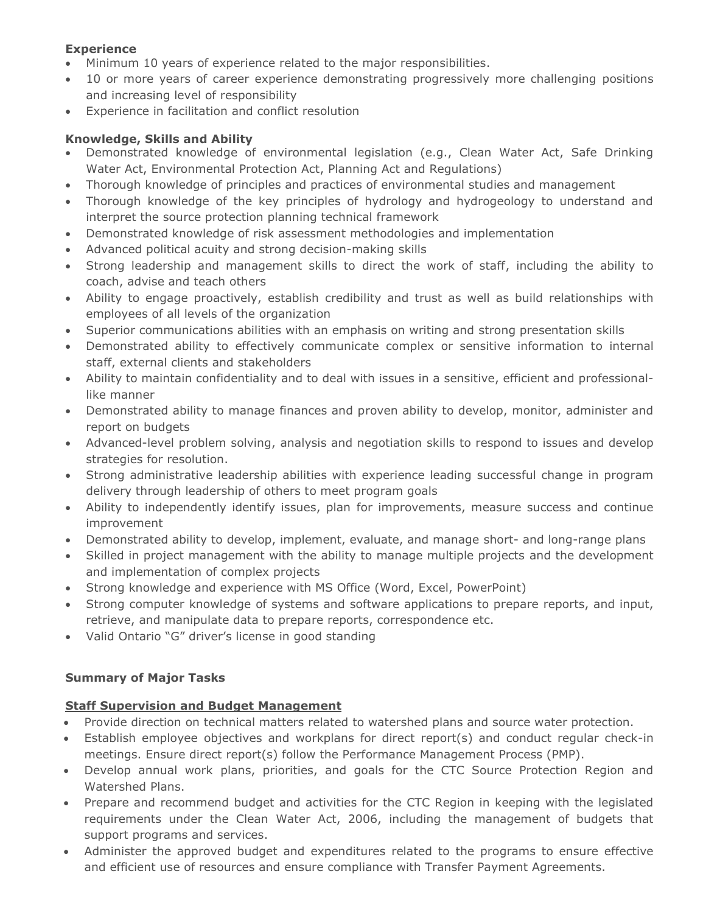**Experience**

- Minimum 10 years of experience related to the major responsibilities.
- 10 or more years of career experience demonstrating progressively more challenging positions and increasing level of responsibility
- Experience in facilitation and conflict resolution

**Knowledge, Skills and Ability**

- Demonstrated knowledge of environmental legislation (e.g., Clean Water Act, Safe Drinking Water Act, Environmental Protection Act, Planning Act and Regulations)
- Thorough knowledge of principles and practices of environmental studies and management
- Thorough knowledge of the key principles of hydrology and hydrogeology to understand and interpret the source protection planning technical framework
- Demonstrated knowledge of risk assessment methodologies and implementation
- Advanced political acuity and strong decision-making skills
- Strong leadership and management skills to direct the work of staff, including the ability to coach, advise and teach others
- Ability to engage proactively, establish credibility and trust as well as build relationships with employees of all levels of the organization
- Superior communications abilities with an emphasis on writing and strong presentation skills
- Demonstrated ability to effectively communicate complex or sensitive information to internal staff, external clients and stakeholders
- Ability to maintain confidentiality and to deal with issues in a sensitive, efficient and professional-like manner
- Demonstrated ability to manage finances and proven ability to develop, monitor, administer and report on budgets
- Advanced-level problem solving, analysis and negotiation skills to respond to issues and develop strategies for resolution.
- Strong administrative leadership abilities with experience leading successful change in program delivery through leadership of others to meet program goals
- Ability to independently identify issues, plan for improvements, measure success and continue improvement
- Demonstrated ability to develop, implement, evaluate, and manage short- and long-range plans
- Skilled in project management with the ability to manage multiple projects and the development and implementation of complex projects
- Strong knowledge and experience with MS Office (Word, Excel, PowerPoint)
- Strong computer knowledge of systems and software applications to prepare reports, and input, retrieve, and manipulate data to prepare reports, correspondence etc.
- Valid Ontario "G" driver's license in good standing

**Summary of Major Tasks**

**Staff Supervision and Budget Management**

- Provide direction on technical matters related to watershed plans and source water protection.
- Establish employee objectives and workplans for direct report(s) and conduct regular check-in meetings. Ensure direct report(s) follow the Performance Management Process (PMP).
- Develop annual work plans, priorities, and goals for the CTC Source Protection Region and Watershed Plans.
- Prepare and recommend budget and activities for the CTC Region in keeping with the legislated requirements under the Clean Water Act, 2006, including the management of budgets that support programs and services.
- Administer the approved budget and expenditures related to the programs to ensure effective and efficient use of resources and ensure compliance with Transfer Payment Agreements.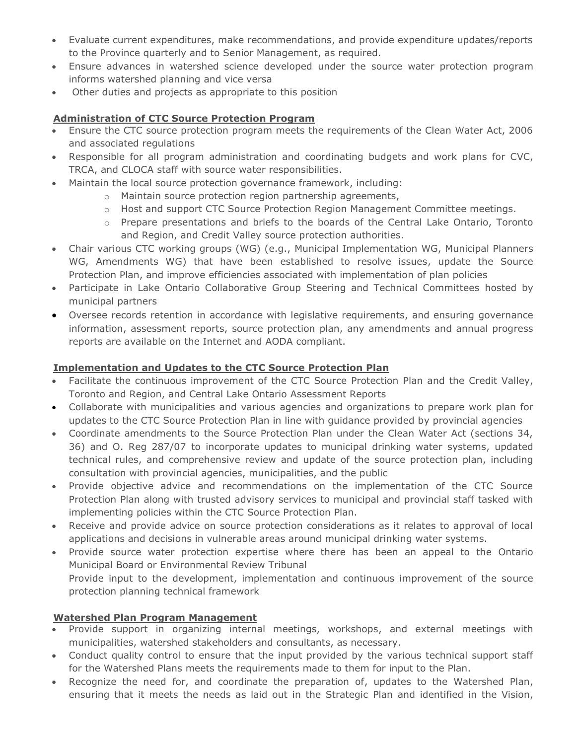- Evaluate current expenditures, make recommendations, and provide expenditure updates/reports to the Province quarterly and to Senior Management, as required.
- Ensure advances in watershed science developed under the source water protection program informs watershed planning and vice versa
- Other duties and projects as appropriate to this position

**Administration of CTC Source Protection Program**

- Ensure the CTC source protection program meets the requirements of the Clean Water Act, 2006 and associated regulations
- Responsible for all program administration and coordinating budgets and work plans for CVC, TRCA, and CLOCA staff with source water responsibilities.
- Maintain the local source protection governance framework, including:
  - Maintain source protection region partnership agreements,
  - Host and support CTC Source Protection Region Management Committee meetings.
  - Prepare presentations and briefs to the boards of the Central Lake Ontario, Toronto and Region, and Credit Valley source protection authorities.
- Chair various CTC working groups (WG) (e.g., Municipal Implementation WG, Municipal Planners WG, Amendments WG) that have been established to resolve issues, update the Source Protection Plan, and improve efficiencies associated with implementation of plan policies
- Participate in Lake Ontario Collaborative Group Steering and Technical Committees hosted by municipal partners
- Oversee records retention in accordance with legislative requirements, and ensuring governance information, assessment reports, source protection plan, any amendments and annual progress reports are available on the Internet and AODA compliant.

**Implementation and Updates to the CTC Source Protection Plan**

- Facilitate the continuous improvement of the CTC Source Protection Plan and the Credit Valley, Toronto and Region, and Central Lake Ontario Assessment Reports
- Collaborate with municipalities and various agencies and organizations to prepare work plan for updates to the CTC Source Protection Plan in line with guidance provided by provincial agencies
- Coordinate amendments to the Source Protection Plan under the Clean Water Act (sections 34, 36) and O. Reg 287/07 to incorporate updates to municipal drinking water systems, updated technical rules, and comprehensive review and update of the source protection plan, including consultation with provincial agencies, municipalities, and the public
- Provide objective advice and recommendations on the implementation of the CTC Source Protection Plan along with trusted advisory services to municipal and provincial staff tasked with implementing policies within the CTC Source Protection Plan.
- Receive and provide advice on source protection considerations as it relates to approval of local applications and decisions in vulnerable areas around municipal drinking water systems.
- Provide source water protection expertise where there has been an appeal to the Ontario Municipal Board or Environmental Review Tribunal
  Provide input to the development, implementation and continuous improvement of the source protection planning technical framework

**Watershed Plan Program Management**

- Provide support in organizing internal meetings, workshops, and external meetings with municipalities, watershed stakeholders and consultants, as necessary.
- Conduct quality control to ensure that the input provided by the various technical support staff for the Watershed Plans meets the requirements made to them for input to the Plan.
- Recognize the need for, and coordinate the preparation of, updates to the Watershed Plan, ensuring that it meets the needs as laid out in the Strategic Plan and identified in the Vision,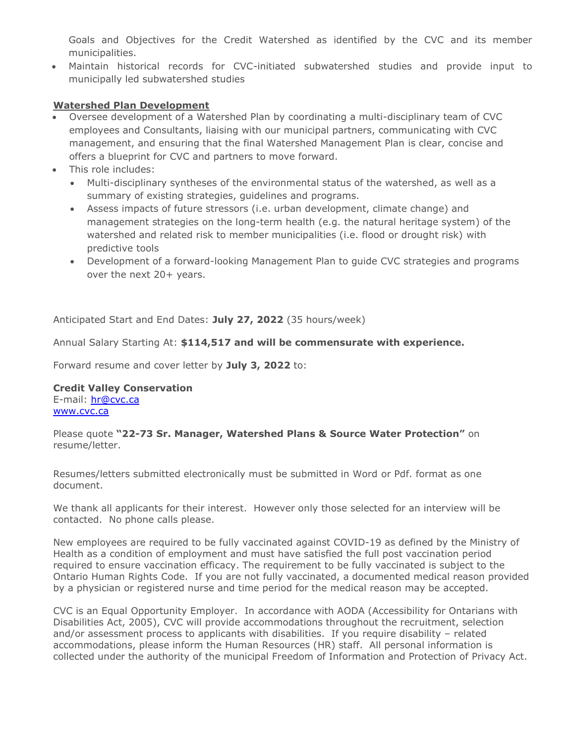Goals and Objectives for the Credit Watershed as identified by the CVC and its member municipalities.

- Maintain historical records for CVC-initiated subwatershed studies and provide input to municipally led subwatershed studies

**Watershed Plan Development**

- Oversee development of a Watershed Plan by coordinating a multi-disciplinary team of CVC employees and Consultants, liaising with our municipal partners, communicating with CVC management, and ensuring that the final Watershed Management Plan is clear, concise and offers a blueprint for CVC and partners to move forward.
- This role includes:
  - Multi-disciplinary syntheses of the environmental status of the watershed, as well as a summary of existing strategies, guidelines and programs.
  - Assess impacts of future stressors (i.e. urban development, climate change) and management strategies on the long-term health (e.g. the natural heritage system) of the watershed and related risk to member municipalities (i.e. flood or drought risk) with predictive tools
  - Development of a forward-looking Management Plan to guide CVC strategies and programs over the next 20+ years.

Anticipated Start and End Dates: **July 27, 2022** (35 hours/week)

Annual Salary Starting At: **$114,517 and will be commensurate with experience.**

Forward resume and cover letter by **July 3, 2022** to:

**Credit Valley Conservation**
E-mail: hr@cvc.ca
www.cvc.ca

Please quote **"22-73 Sr. Manager, Watershed Plans & Source Water Protection"** on resume/letter.

Resumes/letters submitted electronically must be submitted in Word or Pdf. format as one document.

We thank all applicants for their interest. However only those selected for an interview will be contacted. No phone calls please.

New employees are required to be fully vaccinated against COVID-19 as defined by the Ministry of Health as a condition of employment and must have satisfied the full post vaccination period required to ensure vaccination efficacy. The requirement to be fully vaccinated is subject to the Ontario Human Rights Code. If you are not fully vaccinated, a documented medical reason provided by a physician or registered nurse and time period for the medical reason may be accepted.

CVC is an Equal Opportunity Employer. In accordance with AODA (Accessibility for Ontarians with Disabilities Act, 2005), CVC will provide accommodations throughout the recruitment, selection and/or assessment process to applicants with disabilities. If you require disability – related accommodations, please inform the Human Resources (HR) staff. All personal information is collected under the authority of the municipal Freedom of Information and Protection of Privacy Act.